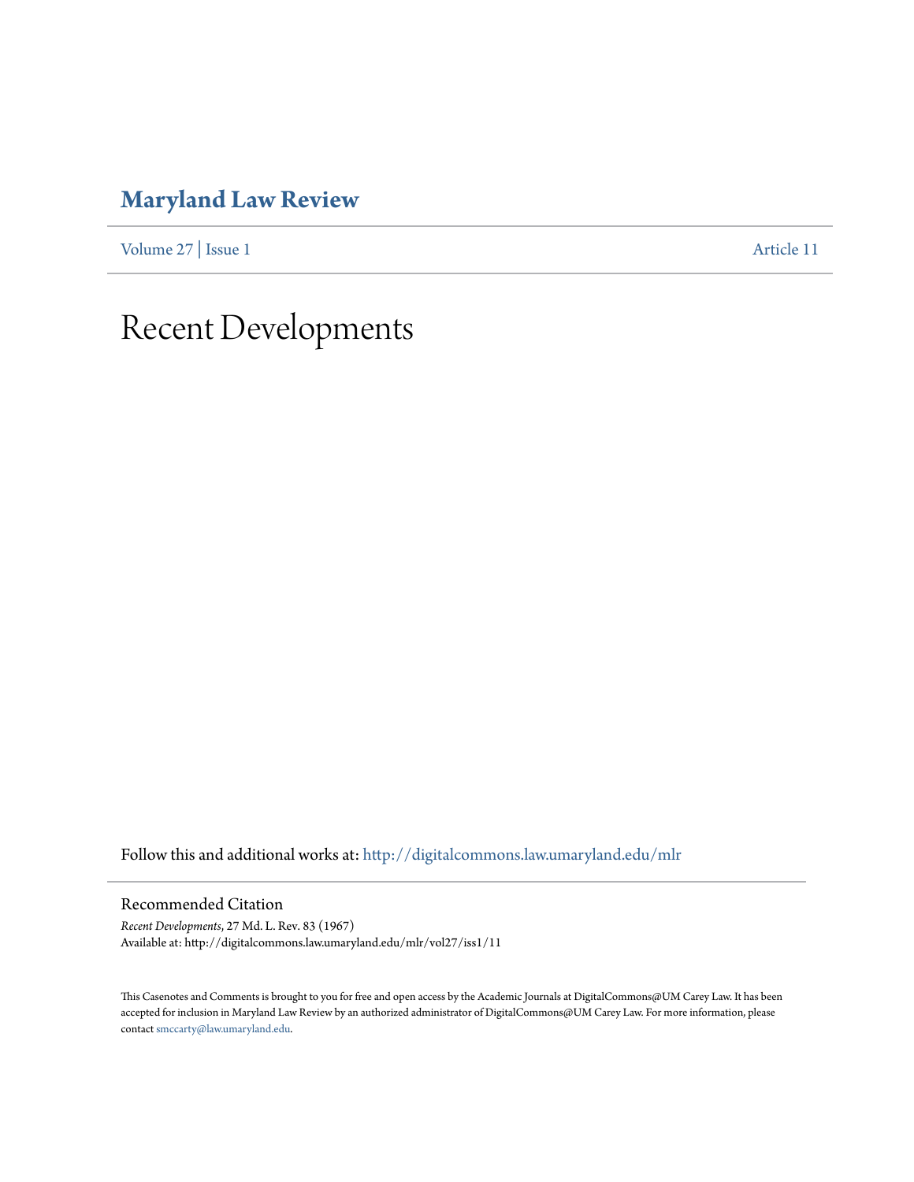# Maryland Law Review

Volume 27 | Issue 1 Article 11

# Recent Developments

Follow this and additional works at: http://digitalcommons.law.umaryland.edu/mlr

## Recommended Citation

*Recent Developments*, 27 Md. L. Rev. 83 (1967)
Available at: http://digitalcommons.law.umaryland.edu/mlr/vol27/iss1/11

This Casenotes and Comments is brought to you for free and open access by the Academic Journals at DigitalCommons@UM Carey Law. It has been accepted for inclusion in Maryland Law Review by an authorized administrator of DigitalCommons@UM Carey Law. For more information, please contact smccarty@law.umaryland.edu.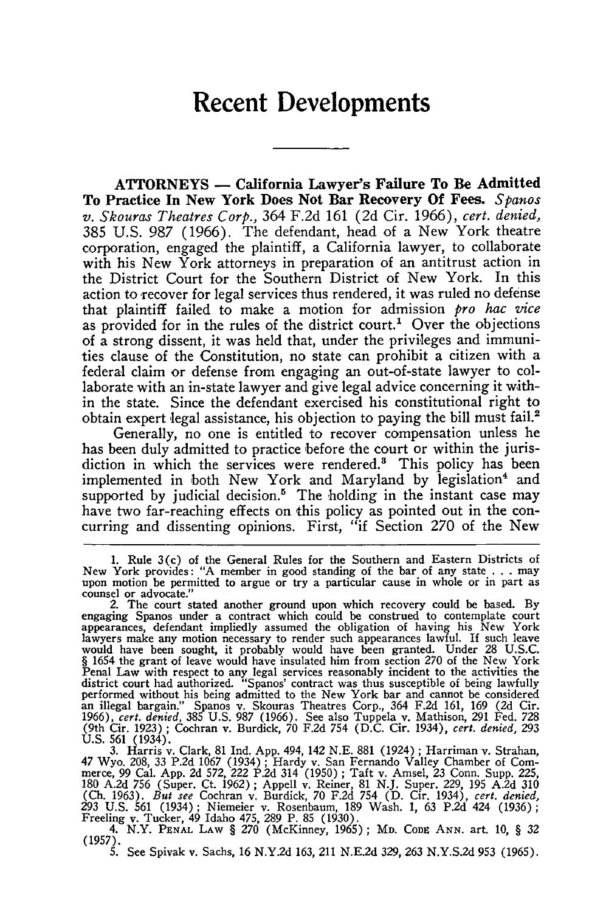# Recent Developments

**ATTORNEYS — California Lawyer's Failure To Be Admitted To Practice In New York Does Not Bar Recovery Of Fees.** *Spanos v. Skouras Theatres Corp.*, 364 F.2d 161 (2d Cir. 1966), *cert. denied*, 385 U.S. 987 (1966). The defendant, head of a New York theatre corporation, engaged the plaintiff, a California lawyer, to collaborate with his New York attorneys in preparation of an antitrust action in the District Court for the Southern District of New York. In this action to recover for legal services thus rendered, it was ruled no defense that plaintiff failed to make a motion for admission *pro hac vice* as provided for in the rules of the district court.[1] Over the objections of a strong dissent, it was held that, under the privileges and immunities clause of the Constitution, no state can prohibit a citizen with a federal claim or defense from engaging an out-of-state lawyer to collaborate with an in-state lawyer and give legal advice concerning it within the state. Since the defendant exercised his constitutional right to obtain expert legal assistance, his objection to paying the bill must fail.[2]

Generally, no one is entitled to recover compensation unless he has been duly admitted to practice before the court or within the jurisdiction in which the services were rendered.[3] This policy has been implemented in both New York and Maryland by legislation[4] and supported by judicial decision.[5] The holding in the instant case may have two far-reaching effects on this policy as pointed out in the concurring and dissenting opinions. First, "if Section 270 of the New

---

1. Rule 3(c) of the General Rules for the Southern and Eastern Districts of New York provides: "A member in good standing of the bar of any state . . . may upon motion be permitted to argue or try a particular cause in whole or in part as counsel or advocate."

2. The court stated another ground upon which recovery could be based. By engaging Spanos under a contract which could be construed to contemplate court appearances, defendant impliedly assumed the obligation of having his New York lawyers make any motion necessary to render such appearances lawful. If such leave would have been sought, it probably would have been granted. Under 28 U.S.C. § 1654 the grant of leave would have insulated him from section 270 of the New York Penal Law with respect to any legal services reasonably incident to the activities the district court had authorized. "Spanos' contract was thus susceptible of being lawfully performed without his being admitted to the New York bar and cannot be considered an illegal bargain." Spanos v. Skouras Theatres Corp., 364 F.2d 161, 169 (2d Cir. 1966), *cert. denied*, 385 U.S. 987 (1966). See also Tuppela v. Mathison, 291 Fed. 728 (9th Cir. 1923); Cochran v. Burdick, 70 F.2d 754 (D.C. Cir. 1934), *cert. denied*, 293 U.S. 561 (1934).

3. Harris v. Clark, 81 Ind. App. 494, 142 N.E. 881 (1924); Harriman v. Strahan, 47 Wyo. 208, 33 P.2d 1067 (1934); Hardy v. San Fernando Valley Chamber of Commerce, 99 Cal. App. 2d 572, 222 P.2d 314 (1950); Taft v. Amsel, 23 Conn. Supp. 225, 180 A.2d 756 (Super. Ct. 1962); Appell v. Reiner, 81 N.J. Super. 229, 195 A.2d 310 (Ch. 1963). *But see* Cochran v. Burdick, 70 F.2d 754 (D. Cir. 1934), *cert. denied*, 293 U.S. 561 (1934); Niemeier v. Rosenbaum, 189 Wash. 1, 63 P.2d 424 (1936); Freeling v. Tucker, 49 Idaho 475, 289 P. 85 (1930).

4. N.Y. PENAL LAW § 270 (McKinney, 1965); MD. CODE ANN. art. 10, § 32 (1957).

5. See Spivak v. Sachs, 16 N.Y.2d 163, 211 N.E.2d 329, 263 N.Y.S.2d 953 (1965).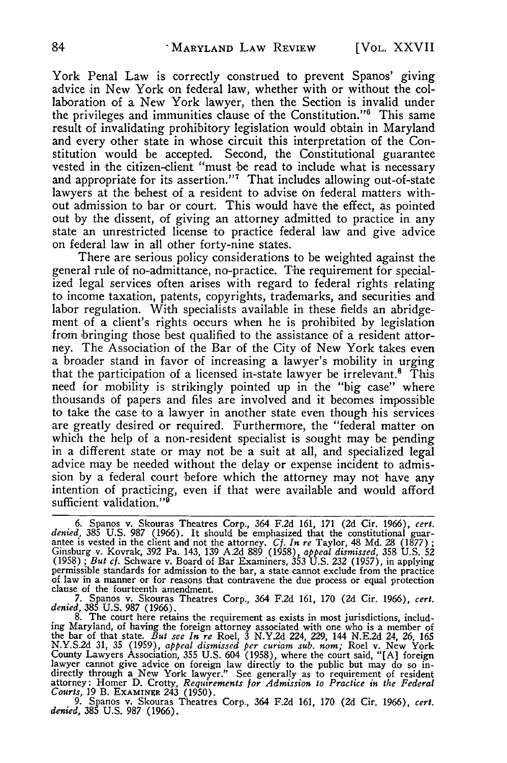York Penal Law is correctly construed to prevent Spanos' giving advice in New York on federal law, whether with or without the collaboration of a New York lawyer, then the Section is invalid under the privileges and immunities clause of the Constitution."[6] This same result of invalidating prohibitory legislation would obtain in Maryland and every other state in whose circuit this interpretation of the Constitution would be accepted. Second, the Constitutional guarantee vested in the citizen-client "must be read to include what is necessary and appropriate for its assertion."[7] That includes allowing out-of-state lawyers at the behest of a resident to advise on federal matters without admission to bar or court. This would have the effect, as pointed out by the dissent, of giving an attorney admitted to practice in any state an unrestricted license to practice federal law and give advice on federal law in all other forty-nine states.

There are serious policy considerations to be weighted against the general rule of no-admittance, no-practice. The requirement for specialized legal services often arises with regard to federal rights relating to income taxation, patents, copyrights, trademarks, and securities and labor regulation. With specialists available in these fields an abridgement of a client's rights occurs when he is prohibited by legislation from bringing those best qualified to the assistance of a resident attorney. The Association of the Bar of the City of New York takes even a broader stand in favor of increasing a lawyer's mobility in urging that the participation of a licensed in-state lawyer be irrelevant.[8] This need for mobility is strikingly pointed up in the "big case" where thousands of papers and files are involved and it becomes impossible to take the case to a lawyer in another state even though his services are greatly desired or required. Furthermore, the "federal matter on which the help of a non-resident specialist is sought may be pending in a different state or may not be a suit at all, and specialized legal advice may be needed without the delay or expense incident to admission by a federal court before which the attorney may not have any intention of practicing, even if that were available and would afford sufficient validation."[9]

---

6. Spanos v. Skouras Theatres Corp., 364 F.2d 161, 171 (2d Cir. 1966), *cert. denied*, 385 U.S. 987 (1966). It should be emphasized that the constitutional guarantee is vested in the client and not the attorney. *Cf. In re* Taylor, 48 Md. 28 (1877); Ginsburg v. Kovrak, 392 Pa. 143, 139 A.2d 889 (1958), *appeal dismissed*, 358 U.S. 52 (1958); *But cf.* Schware v. Board of Bar Examiners, 353 U.S. 232 (1957), in applying permissible standards for admission to the bar, a state cannot exclude from the practice of law in a manner or for reasons that contravene the due process or equal protection clause of the fourteenth amendment.

7. Spanos v. Skouras Theatres Corp., 364 F.2d 161, 170 (2d Cir. 1966), *cert. denied*, 385 U.S. 987 (1966).

8. The court here retains the requirement as exists in most jurisdictions, including Maryland, of having the foreign attorney associated with one who is a member of the bar of that state. *But see In re* Roel, 3 N.Y.2d 224, 229, 144 N.E.2d 24, 26, 165 N.Y.S.2d 31, 35 (1959), *appeal dismissed per curiam sub. nom;* Roel v. New York County Lawyers Association, 355 U.S. 604 (1958), where the court said, "[A] foreign lawyer cannot give advice on foreign law directly to the public but may do so indirectly through a New York lawyer." See generally as to requirement of resident attorney: Homer D. Crotty, *Requirements for Admission to Practice in the Federal Courts*, 19 B. EXAMINER 243 (1950).

9. Spanos v. Skouras Theatres Corp., 364 F.2d 161, 170 (2d Cir. 1966), *cert. denied*, 385 U.S. 987 (1966).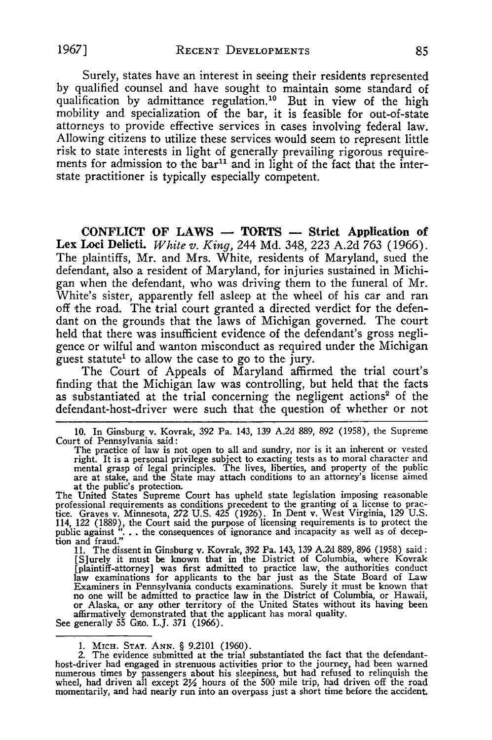Surely, states have an interest in seeing their residents represented by qualified counsel and have sought to maintain some standard of qualification by admittance regulation.[10] But in view of the high mobility and specialization of the bar, it is feasible for out-of-state attorneys to provide effective services in cases involving federal law. Allowing citizens to utilize these services would seem to represent little risk to state interests in light of generally prevailing rigorous requirements for admission to the bar[11] and in light of the fact that the interstate practitioner is typically especially competent.

**CONFLICT OF LAWS — TORTS — Strict Application of Lex Loci Delicti.** *White v. King*, 244 Md. 348, 223 A.2d 763 (1966). The plaintiffs, Mr. and Mrs. White, residents of Maryland, sued the defendant, also a resident of Maryland, for injuries sustained in Michigan when the defendant, who was driving them to the funeral of Mr. White's sister, apparently fell asleep at the wheel of his car and ran off the road. The trial court granted a directed verdict for the defendant on the grounds that the laws of Michigan governed. The court held that there was insufficient evidence of the defendant's gross negligence or wilful and wanton misconduct as required under the Michigan guest statute[1] to allow the case to go to the jury.

The Court of Appeals of Maryland affirmed the trial court's finding that the Michigan law was controlling, but held that the facts as substantiated at the trial concerning the negligent actions[2] of the defendant-host-driver were such that the question of whether or not

---

10. In Ginsburg v. Kovrak, 392 Pa. 143, 139 A.2d 889, 892 (1958), the Supreme Court of Pennsylvania said:

> The practice of law is not open to all and sundry, nor is it an inherent or vested right. It is a personal privilege subject to exacting tests as to moral character and mental grasp of legal principles. The lives, liberties, and property of the public are at stake, and the State may attach conditions to an attorney's license aimed at the public's protection.

The United States Supreme Court has upheld state legislation imposing reasonable professional requirements as conditions precedent to the granting of a license to practice. Graves v. Minnesota, 272 U.S. 425 (1926). In Dent v. West Virginia, 129 U.S. 114, 122 (1889), the Court said the purpose of licensing requirements is to protect the public against ". . . the consequences of ignorance and incapacity as well as of deception and fraud."

11. The dissent in Ginsburg v. Kovrak, 392 Pa. 143, 139 A.2d 889, 896 (1958) said:

> [S]urely it must be known that in the District of Columbia, where Kovrak [plaintiff-attorney] was first admitted to practice law, the authorities conduct law examinations for applicants to the bar just as the State Board of Law Examiners in Pennsylvania conducts examinations. Surely it must be known that no one will be admitted to practice law in the District of Columbia, or Hawaii, or Alaska, or any other territory of the United States without its having been affirmatively demonstrated that the applicant has moral quality.

See generally 55 GEO. L.J. 371 (1966).

---

1. MICH. STAT. ANN. § 9.2101 (1960).
2. The evidence submitted at the trial substantiated the fact that the defendant-host-driver had engaged in strenuous activities prior to the journey, had been warned numerous times by passengers about his sleepiness, but had refused to relinquish the wheel, had driven all except 2½ hours of the 500 mile trip, had driven off the road momentarily, and had nearly run into an overpass just a short time before the accident.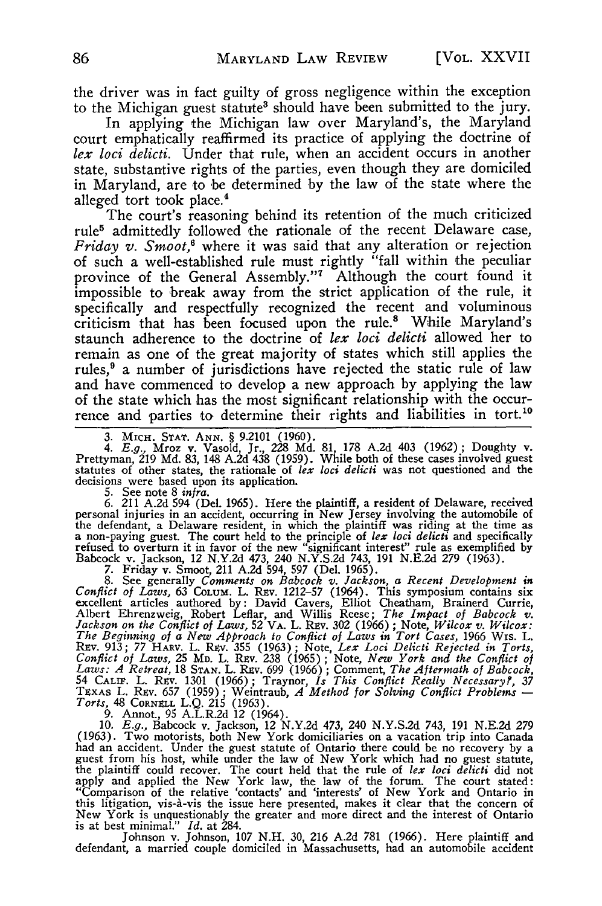the driver was in fact guilty of gross negligence within the exception to the Michigan guest statute[3] should have been submitted to the jury.

In applying the Michigan law over Maryland's, the Maryland court emphatically reaffirmed its practice of applying the doctrine of *lex loci delicti*. Under that rule, when an accident occurs in another state, substantive rights of the parties, even though they are domiciled in Maryland, are to be determined by the law of the state where the alleged tort took place.[4]

The court's reasoning behind its retention of the much criticized rule[5] admittedly followed the rationale of the recent Delaware case, *Friday v. Smoot*,[6] where it was said that any alteration or rejection of such a well-established rule must rightly "fall within the peculiar province of the General Assembly."[7] Although the court found it impossible to break away from the strict application of the rule, it specifically and respectfully recognized the recent and voluminous criticism that has been focused upon the rule.[8] While Maryland's staunch adherence to the doctrine of *lex loci delicti* allowed her to remain as one of the great majority of states which still applies the rules,[9] a number of jurisdictions have rejected the static rule of law and have commenced to develop a new approach by applying the law of the state which has the most significant relationship with the occurrence and parties to determine their rights and liabilities in tort.[10]

---

3. MICH. STAT. ANN. § 9.2101 (1960).

4. *E.g.*, Mroz v. Vasold, Jr., 228 Md. 81, 178 A.2d 403 (1962); Doughty v. Prettyman, 219 Md. 83, 148 A.2d 438 (1959). While both of these cases involved guest statutes of other states, the rationale of *lex loci delicti* was not questioned and the decisions were based upon its application.

5. See note 8 *infra*.

6. 211 A.2d 594 (Del. 1965). Here the plaintiff, a resident of Delaware, received personal injuries in an accident, occurring in New Jersey involving the automobile of the defendant, a Delaware resident, in which the plaintiff was riding at the time as a non-paying guest. The court held to the principle of *lex loci delicti* and specifically refused to overturn it in favor of the new "significant interest" rule as exemplified by Babcock v. Jackson, 12 N.Y.2d 473, 240 N.Y.S.2d 743, 191 N.E.2d 279 (1963).

7. Friday v. Smoot, 211 A.2d 594, 597 (Del. 1965).

8. See generally *Comments on Babcock v. Jackson, a Recent Development in Conflict of Laws*, 63 COLUM. L. REV. 1212–57 (1964). This symposium contains six excellent articles authored by: David Cavers, Elliot Cheatham, Brainerd Currie, Albert Ehrenzweig, Robert Leflar, and Willis Reese; *The Impact of Babcock v. Jackson on the Conflict of Laws*, 52 VA. L. REV. 302 (1966); Note, *Wilcox v. Wilcox: The Beginning of a New Approach to Conflict of Laws in Tort Cases*, 1966 WIS. L. REV. 913; 77 HARV. L. REV. 355 (1963); Note, *Lex Loci Delicti Rejected in Torts, Conflict of Laws*, 25 MD. L. REV. 238 (1965); Note, *New York and the Conflict of Laws: A Retreat*, 18 STAN. L. REV. 699 (1966); Comment, *The Aftermath of Babcock*, 54 CALIF. L. REV. 1301 (1966); Traynor, *Is This Conflict Really Necessary?*, 37 TEXAS L. REV. 657 (1959); Weintraub, *A Method for Solving Conflict Problems — Torts*, 48 CORNELL L.Q. 215 (1963).

9. Annot., 95 A.L.R.2d 12 (1964).

10. *E.g.*, Babcock v. Jackson, 12 N.Y.2d 473, 240 N.Y.S.2d 743, 191 N.E.2d 279 (1963). Two motorists, both New York domiciliaries on a vacation trip into Canada had an accident. Under the guest statute of Ontario there could be no recovery by a guest from his host, while under the law of New York which had no guest statute, the plaintiff could recover. The court held that the rule of *lex loci delicti* did not apply and applied the New York law, the law of the forum. The court stated: "Comparison of the relative 'contacts' and 'interests' of New York and Ontario in this litigation, vis-à-vis the issue here presented, makes it clear that the concern of New York is unquestionably the greater and more direct and the interest of Ontario is at best minimal." *Id.* at 284.

Johnson v. Johnson, 107 N.H. 30, 216 A.2d 781 (1966). Here plaintiff and defendant, a married couple domiciled in Massachusetts, had an automobile accident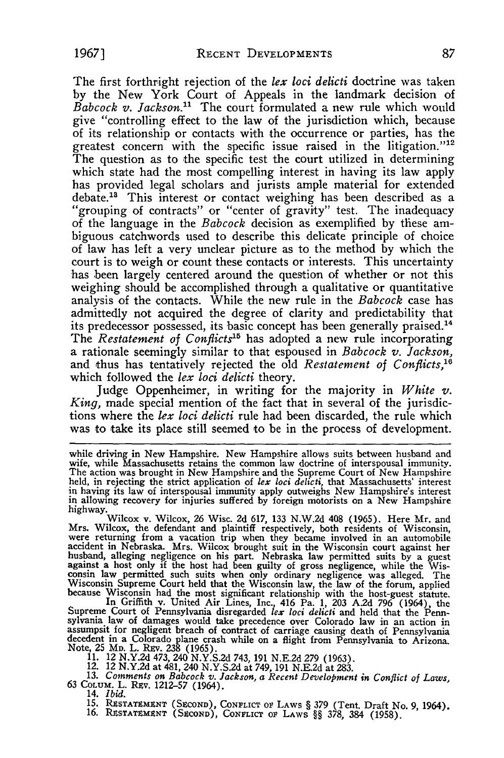The first forthright rejection of the *lex loci delicti* doctrine was taken by the New York Court of Appeals in the landmark decision of *Babcock v. Jackson*.[11] The court formulated a new rule which would give "controlling effect to the law of the jurisdiction which, because of its relationship or contacts with the occurrence or parties, has the greatest concern with the specific issue raised in the litigation."[12] The question as to the specific test the court utilized in determining which state had the most compelling interest in having its law apply has provided legal scholars and jurists ample material for extended debate.[13] This interest or contact weighing has been described as a "grouping of contracts" or "center of gravity" test. The inadequacy of the language in the *Babcock* decision as exemplified by these ambiguous catchwords used to describe this delicate principle of choice of law has left a very unclear picture as to the method by which the court is to weigh or count these contacts or interests. This uncertainty has been largely centered around the question of whether or not this weighing should be accomplished through a qualitative or quantitative analysis of the contacts. While the new rule in the *Babcock* case has admittedly not acquired the degree of clarity and predictability that its predecessor possessed, its basic concept has been generally praised.[14] The *Restatement of Conflicts*[15] has adopted a new rule incorporating a rationale seemingly similar to that espoused in *Babcock v. Jackson*, and thus has tentatively rejected the old *Restatement of Conflicts*,[16] which followed the *lex loci delicti* theory.

Judge Oppenheimer, in writing for the majority in *White v. King*, made special mention of the fact that in several of the jurisdictions where the *lex loci delicti* rule had been discarded, the rule which was to take its place still seemed to be in the process of development.

---

while driving in New Hampshire. New Hampshire allows suits between husband and wife, while Massachusetts retains the common law doctrine of interspousal immunity. The action was brought in New Hampshire and the Supreme Court of New Hampshire held, in rejecting the strict application of *lex loci delicti*, that Massachusetts' interest in having its law of interspousal immunity apply outweighs New Hampshire's interest in allowing recovery for injuries suffered by foreign motorists on a New Hampshire highway.

Wilcox v. Wilcox, 26 Wisc. 2d 617, 133 N.W.2d 408 (1965). Here Mr. and Mrs. Wilcox, the defendant and plaintiff respectively, both residents of Wisconsin, were returning from a vacation trip when they became involved in an automobile accident in Nebraska. Mrs. Wilcox brought suit in the Wisconsin court against her husband, alleging negligence on his part. Nebraska law permitted suits by a guest against a host only if the host had been guilty of gross negligence, while the Wisconsin law permitted such suits when only ordinary negligence was alleged. The Wisconsin Supreme Court held that the Wisconsin law, the law of the forum, applied because Wisconsin had the most significant relationship with the host-guest statute.

In Griffith v. United Air Lines, Inc., 416 Pa. 1, 203 A.2d 796 (1964), the Supreme Court of Pennsylvania disregarded *lex loci delicti* and held that the Pennsylvania law of damages would take precedence over Colorado law in an action in assumpsit for negligent breach of contract of carriage causing death of Pennsylvania decedent in a Colorado plane crash while on a flight from Pennsylvania to Arizona. Note, 25 MD. L. REV. 238 (1965).

11. 12 N.Y.2d 473, 240 N.Y.S.2d 743, 191 N.E.2d 279 (1963).

12. 12 N.Y.2d at 481, 240 N.Y.S.2d at 749, 191 N.E.2d at 283.

13. *Comments on Babcock v. Jackson, a Recent Development in Conflict of Laws*, 63 COLUM. L. REV. 1212–57 (1964).

14. *Ibid.*

15. RESTATEMENT (SECOND), CONFLICT OF LAWS § 379 (Tent. Draft No. 9, 1964).

16. RESTATEMENT (SECOND), CONFLICT OF LAWS §§ 378, 384 (1958).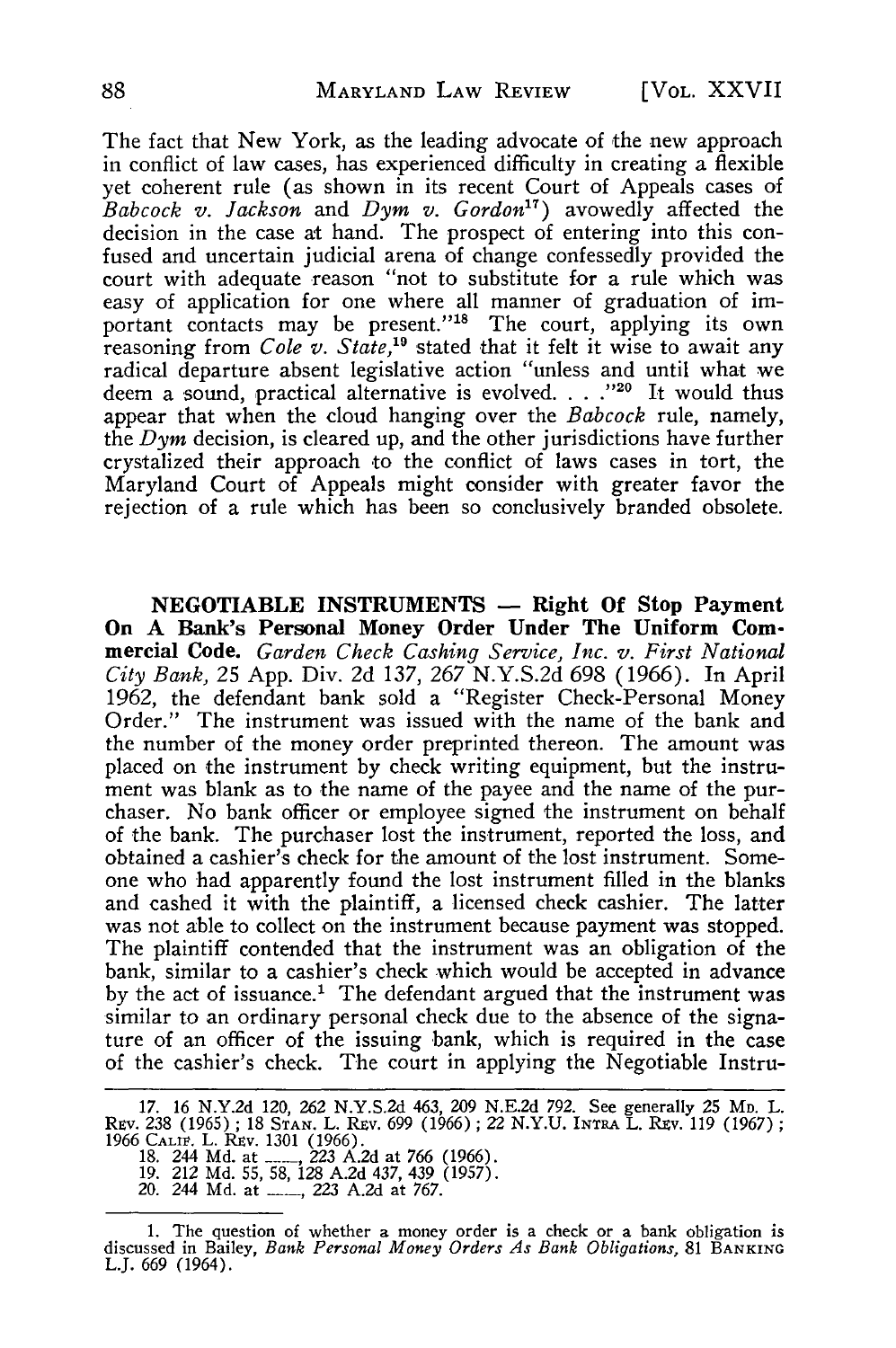The fact that New York, as the leading advocate of the new approach in conflict of law cases, has experienced difficulty in creating a flexible yet coherent rule (as shown in its recent Court of Appeals cases of *Babcock v. Jackson* and *Dym v. Gordon*[17]) avowedly affected the decision in the case at hand. The prospect of entering into this confused and uncertain judicial arena of change confessedly provided the court with adequate reason "not to substitute for a rule which was easy of application for one where all manner of graduation of important contacts may be present."[18] The court, applying its own reasoning from *Cole v. State*,[19] stated that it felt it wise to await any radical departure absent legislative action "unless and until what we deem a sound, practical alternative is evolved. . . ."[20] It would thus appear that when the cloud hanging over the *Babcock* rule, namely, the *Dym* decision, is cleared up, and the other jurisdictions have further crystalized their approach to the conflict of laws cases in tort, the Maryland Court of Appeals might consider with greater favor the rejection of a rule which has been so conclusively branded obsolete.

**NEGOTIABLE INSTRUMENTS — Right Of Stop Payment On A Bank's Personal Money Order Under The Uniform Commercial Code.** *Garden Check Cashing Service, Inc. v. First National City Bank,* 25 App. Div. 2d 137, 267 N.Y.S.2d 698 (1966). In April 1962, the defendant bank sold a "Register Check-Personal Money Order." The instrument was issued with the name of the bank and the number of the money order preprinted thereon. The amount was placed on the instrument by check writing equipment, but the instrument was blank as to the name of the payee and the name of the purchaser. No bank officer or employee signed the instrument on behalf of the bank. The purchaser lost the instrument, reported the loss, and obtained a cashier's check for the amount of the lost instrument. Someone who had apparently found the lost instrument filled in the blanks and cashed it with the plaintiff, a licensed check cashier. The latter was not able to collect on the instrument because payment was stopped. The plaintiff contended that the instrument was an obligation of the bank, similar to a cashier's check which would be accepted in advance by the act of issuance.[1] The defendant argued that the instrument was similar to an ordinary personal check due to the absence of the signature of an officer of the issuing bank, which is required in the case of the cashier's check. The court in applying the Negotiable Instru-

17. 16 N.Y.2d 120, 262 N.Y.S.2d 463, 209 N.E.2d 792. See generally 25 Md. L. Rev. 238 (1965); 18 Stan. L. Rev. 699 (1966); 22 N.Y.U. Intra L. Rev. 119 (1967); 1966 Calif. L. Rev. 1301 (1966).

18. 244 Md. at ___, 223 A.2d at 766 (1966).

19. 212 Md. 55, 58, 128 A.2d 437, 439 (1957).

20. 244 Md. at ___, 223 A.2d at 767.

1. The question of whether a money order is a check or a bank obligation is discussed in Bailey, *Bank Personal Money Orders As Bank Obligations*, 81 Banking L.J. 669 (1964).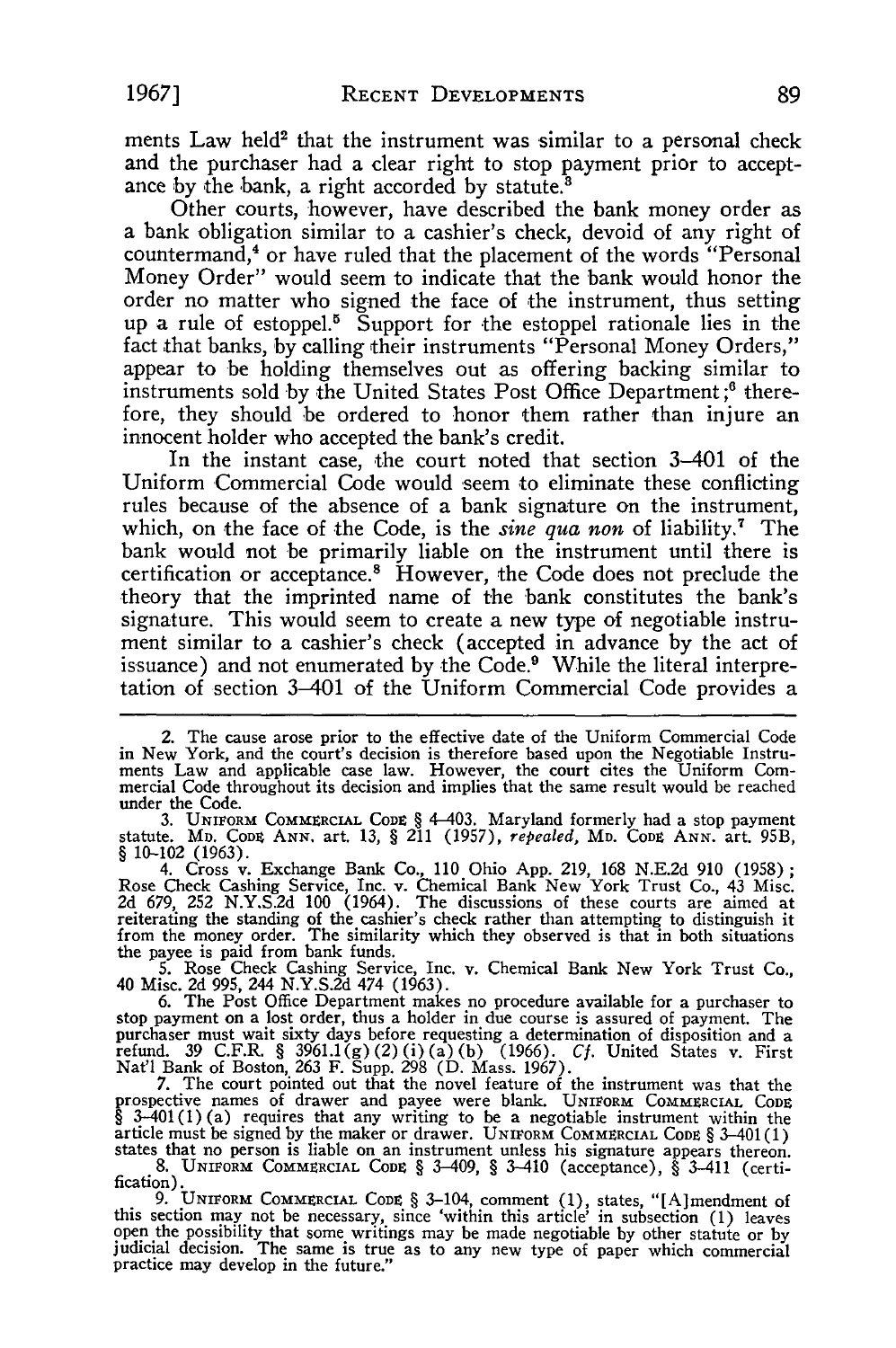ments Law held[2] that the instrument was similar to a personal check and the purchaser had a clear right to stop payment prior to acceptance by the bank, a right accorded by statute.[3]

Other courts, however, have described the bank money order as a bank obligation similar to a cashier's check, devoid of any right of countermand,[4] or have ruled that the placement of the words "Personal Money Order" would seem to indicate that the bank would honor the order no matter who signed the face of the instrument, thus setting up a rule of estoppel.[5] Support for the estoppel rationale lies in the fact that banks, by calling their instruments "Personal Money Orders," appear to be holding themselves out as offering backing similar to instruments sold by the United States Post Office Department;[6] therefore, they should be ordered to honor them rather than injure an innocent holder who accepted the bank's credit.

In the instant case, the court noted that section 3–401 of the Uniform Commercial Code would seem to eliminate these conflicting rules because of the absence of a bank signature on the instrument, which, on the face of the Code, is the *sine qua non* of liability.[7] The bank would not be primarily liable on the instrument until there is certification or acceptance.[8] However, the Code does not preclude the theory that the imprinted name of the bank constitutes the bank's signature. This would seem to create a new type of negotiable instrument similar to a cashier's check (accepted in advance by the act of issuance) and not enumerated by the Code.[9] While the literal interpretation of section 3–401 of the Uniform Commercial Code provides a

---

2. The cause arose prior to the effective date of the Uniform Commercial Code in New York, and the court's decision is therefore based upon the Negotiable Instruments Law and applicable case law. However, the court cites the Uniform Commercial Code throughout its decision and implies that the same result would be reached under the Code.

3. UNIFORM COMMERCIAL CODE § 4–403. Maryland formerly had a stop payment statute. MD. CODE ANN. art. 13, § 211 (1957), *repealed*, MD. CODE ANN. art. 95B, § 10–102 (1963).

4. Cross v. Exchange Bank Co., 110 Ohio App. 219, 168 N.E.2d 910 (1958); Rose Check Cashing Service, Inc. v. Chemical Bank New York Trust Co., 43 Misc. 2d 679, 252 N.Y.S.2d 100 (1964). The discussions of these courts are aimed at reiterating the standing of the cashier's check rather than attempting to distinguish it from the money order. The similarity which they observed is that in both situations the payee is paid from bank funds.

5. Rose Check Cashing Service, Inc. v. Chemical Bank New York Trust Co., 40 Misc. 2d 995, 244 N.Y.S.2d 474 (1963).

6. The Post Office Department makes no procedure available for a purchaser to stop payment on a lost order, thus a holder in due course is assured of payment. The purchaser must wait sixty days before requesting a determination of disposition and a refund. 39 C.F.R. § 3961.1(g)(2)(i)(a)(b) (1966). *Cf.* United States v. First Nat'l Bank of Boston, 263 F. Supp. 298 (D. Mass. 1967).

7. The court pointed out that the novel feature of the instrument was that the prospective names of drawer and payee were blank. UNIFORM COMMERCIAL CODE § 3–401(1)(a) requires that any writing to be a negotiable instrument within the article must be signed by the maker or drawer. UNIFORM COMMERCIAL CODE § 3–401(1) states that no person is liable on an instrument unless his signature appears thereon.

8. UNIFORM COMMERCIAL CODE § 3–409, § 3–410 (acceptance), § 3–411 (certification).

9. UNIFORM COMMERCIAL CODE § 3–104, comment (1), states, "[A]mendment of this section may not be necessary, since 'within this article' in subsection (1) leaves open the possibility that some writings may be made negotiable by other statute or by judicial decision. The same is true as to any new type of paper which commercial practice may develop in the future."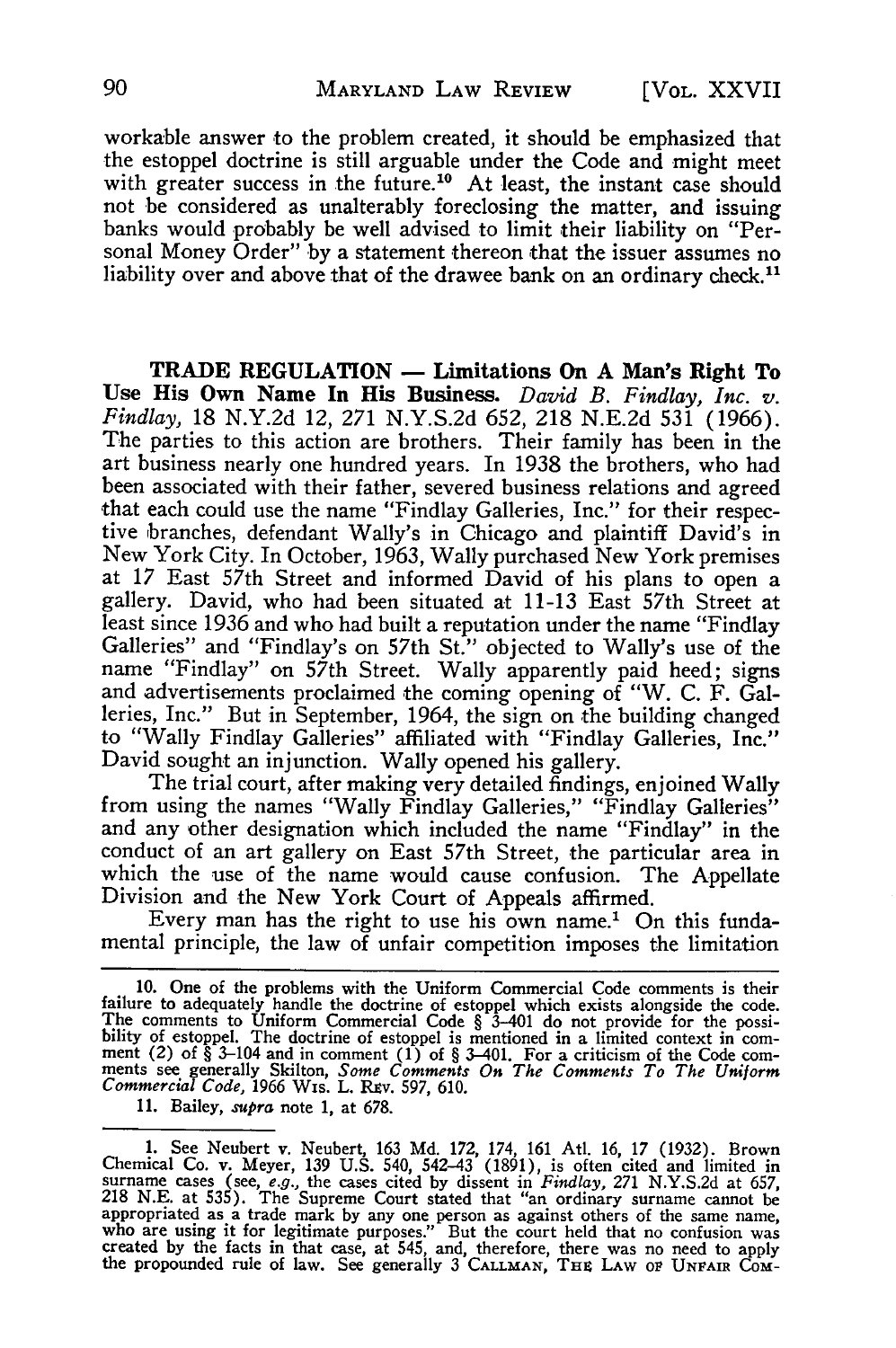workable answer to the problem created, it should be emphasized that the estoppel doctrine is still arguable under the Code and might meet with greater success in the future.[10] At least, the instant case should not be considered as unalterably foreclosing the matter, and issuing banks would probably be well advised to limit their liability on "Personal Money Order" by a statement thereon that the issuer assumes no liability over and above that of the drawee bank on an ordinary check.[11]

**TRADE REGULATION — Limitations On A Man's Right To Use His Own Name In His Business.** *David B. Findlay, Inc. v. Findlay*, 18 N.Y.2d 12, 271 N.Y.S.2d 652, 218 N.E.2d 531 (1966). The parties to this action are brothers. Their family has been in the art business nearly one hundred years. In 1938 the brothers, who had been associated with their father, severed business relations and agreed that each could use the name "Findlay Galleries, Inc." for their respective branches, defendant Wally's in Chicago and plaintiff David's in New York City. In October, 1963, Wally purchased New York premises at 17 East 57th Street and informed David of his plans to open a gallery. David, who had been situated at 11-13 East 57th Street at least since 1936 and who had built a reputation under the name "Findlay Galleries" and "Findlay's on 57th St." objected to Wally's use of the name "Findlay" on 57th Street. Wally apparently paid heed; signs and advertisements proclaimed the coming opening of "W. C. F. Galleries, Inc." But in September, 1964, the sign on the building changed to "Wally Findlay Galleries" affiliated with "Findlay Galleries, Inc." David sought an injunction. Wally opened his gallery.

The trial court, after making very detailed findings, enjoined Wally from using the names "Wally Findlay Galleries," "Findlay Galleries" and any other designation which included the name "Findlay" in the conduct of an art gallery on East 57th Street, the particular area in which the use of the name would cause confusion. The Appellate Division and the New York Court of Appeals affirmed.

Every man has the right to use his own name.[1] On this fundamental principle, the law of unfair competition imposes the limitation

---

10. One of the problems with the Uniform Commercial Code comments is their failure to adequately handle the doctrine of estoppel which exists alongside the code. The comments to Uniform Commercial Code § 3-401 do not provide for the possibility of estoppel. The doctrine of estoppel is mentioned in a limited context in comment (2) of § 3-104 and in comment (1) of § 3-401. For a criticism of the Code comments see generally Skilton, *Some Comments On The Comments To The Uniform Commercial Code*, 1966 Wis. L. Rev. 597, 610.

11. Bailey, *supra* note 1, at 678.

1. See Neubert v. Neubert, 163 Md. 172, 174, 161 Atl. 16, 17 (1932). Brown Chemical Co. v. Meyer, 139 U.S. 540, 542-43 (1891), is often cited and limited in surname cases (see, *e.g.*, the cases cited by dissent in *Findlay*, 271 N.Y.S.2d at 657, 218 N.E. at 535). The Supreme Court stated that "an ordinary surname cannot be appropriated as a trade mark by any one person as against others of the same name, who are using it for legitimate purposes." But the court held that no confusion was created by the facts in that case, at 545, and, therefore, there was no need to apply the propounded rule of law. See generally 3 Callman, The Law of Unfair Com-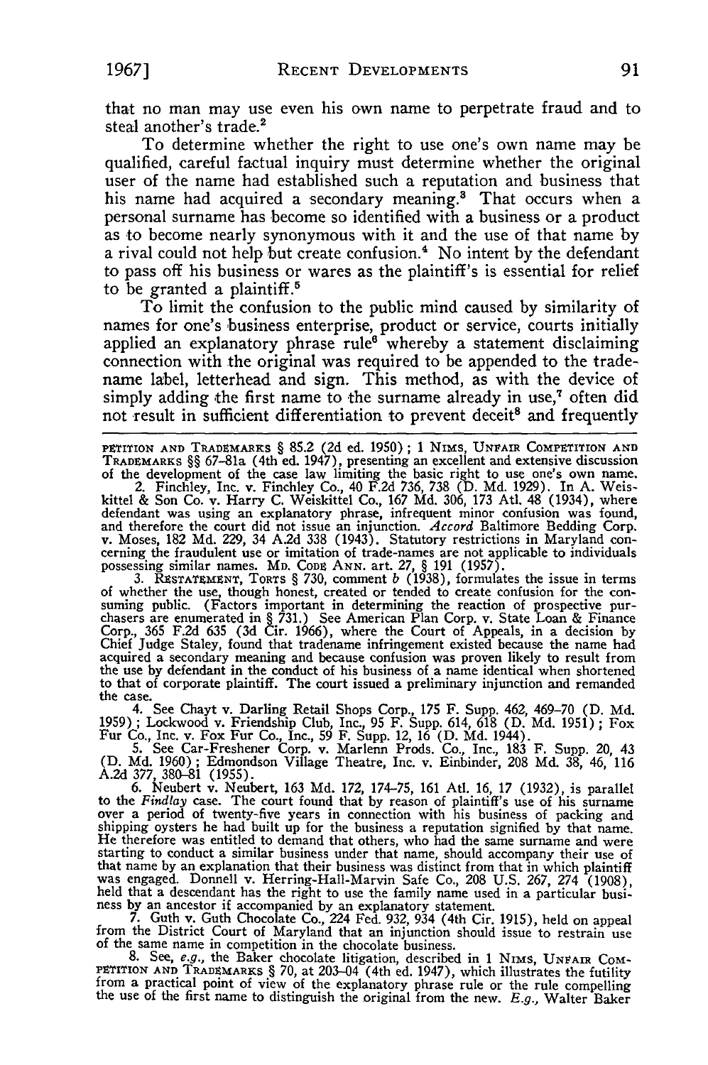that no man may use even his own name to perpetrate fraud and to steal another's trade.[2]

To determine whether the right to use one's own name may be qualified, careful factual inquiry must determine whether the original user of the name had established such a reputation and business that his name had acquired a secondary meaning.[3] That occurs when a personal surname has become so identified with a business or a product as to become nearly synonymous with it and the use of that name by a rival could not help but create confusion.[4] No intent by the defendant to pass off his business or wares as the plaintiff's is essential for relief to be granted a plaintiff.[5]

To limit the confusion to the public mind caused by similarity of names for one's business enterprise, product or service, courts initially applied an explanatory phrase rule[6] whereby a statement disclaiming connection with the original was required to be appended to the trade-name label, letterhead and sign. This method, as with the device of simply adding the first name to the surname already in use,[7] often did not result in sufficient differentiation to prevent deceit[8] and frequently

---

PETITION AND TRADEMARKS § 85.2 (2d ed. 1950); 1 NIMS, UNFAIR COMPETITION AND TRADEMARKS §§ 67–81a (4th ed. 1947), presenting an excellent and extensive discussion of the development of the case law limiting the basic right to use one's own name.

2. Finchley, Inc. v. Finchley Co., 40 F.2d 736, 738 (D. Md. 1929). In A. Weiskittel & Son Co. v. Harry C. Weiskittel Co., 167 Md. 306, 173 Atl. 48 (1934), where defendant was using an explanatory phrase, infrequent minor confusion was found, and therefore the court did not issue an injunction. *Accord* Baltimore Bedding Corp. v. Moses, 182 Md. 229, 34 A.2d 338 (1943). Statutory restrictions in Maryland concerning the fraudulent use or imitation of trade-names are not applicable to individuals possessing similar names. MD. CODE ANN. art. 27, § 191 (1957).

3. RESTATEMENT, TORTS § 730, comment *b* (1938), formulates the issue in terms of whether the use, though honest, created or tended to create confusion for the consuming public. (Factors important in determining the reaction of prospective purchasers are enumerated in § 731.) See American Plan Corp. v. State Loan & Finance Corp., 365 F.2d 635 (3d Cir. 1966), where the Court of Appeals, in a decision by Chief Judge Staley, found that tradename infringement existed because the name had acquired a secondary meaning and because confusion was proven likely to result from the use by defendant in the conduct of his business of a name identical when shortened to that of corporate plaintiff. The court issued a preliminary injunction and remanded the case.

4. See Chayt v. Darling Retail Shops Corp., 175 F. Supp. 462, 469–70 (D. Md. 1959); Lockwood v. Friendship Club, Inc., 95 F. Supp. 614, 618 (D. Md. 1951); Fox Fur Co., Inc. v. Fox Fur Co., Inc., 59 F. Supp. 12, 16 (D. Md. 1944).

5. See Car-Freshener Corp. v. Marlenn Prods. Co., Inc., 183 F. Supp. 20, 43 (D. Md. 1960); Edmondson Village Theatre, Inc. v. Einbinder, 208 Md. 38, 46, 116 A.2d 377, 380–81 (1955).

6. Neubert v. Neubert, 163 Md. 172, 174–75, 161 Atl. 16, 17 (1932), is parallel to the *Findlay* case. The court found that by reason of plaintiff's use of his surname over a period of twenty-five years in connection with his business of packing and shipping oysters he had built up for the business a reputation signified by that name. He therefore was entitled to demand that others, who had the same surname and were starting to conduct a similar business under that name, should accompany their use of that name by an explanation that their business was distinct from that in which plaintiff was engaged. Donnell v. Herring-Hall-Marvin Safe Co., 208 U.S. 267, 274 (1908), held that a descendant has the right to use the family name used in a particular business by an ancestor if accompanied by an explanatory statement.

7. Guth v. Guth Chocolate Co., 224 Fed. 932, 934 (4th Cir. 1915), held on appeal from the District Court of Maryland that an injunction should issue to restrain use of the same name in competition in the chocolate business.

8. See, *e.g.*, the Baker chocolate litigation, described in 1 NIMS, UNFAIR COMPETITION AND TRADEMARKS § 70, at 203–04 (4th ed. 1947), which illustrates the futility from a practical point of view of the explanatory phrase rule or the rule compelling the use of the first name to distinguish the original from the new. *E.g.*, Walter Baker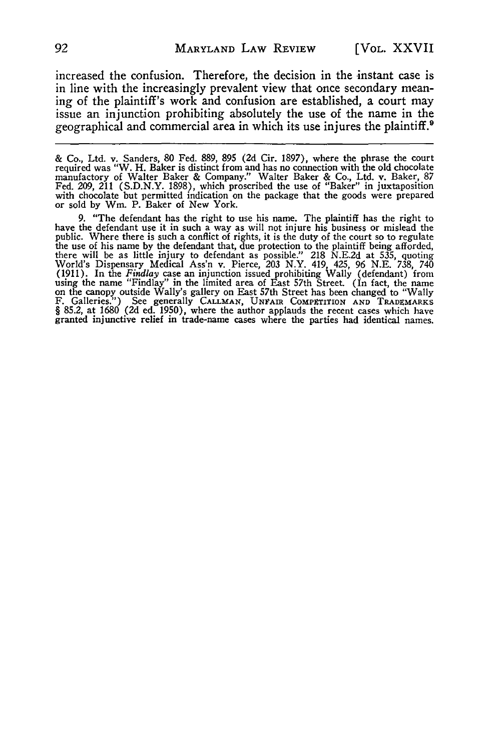increased the confusion. Therefore, the decision in the instant case is in line with the increasingly prevalent view that once secondary meaning of the plaintiff's work and confusion are established, a court may issue an injunction prohibiting absolutely the use of the name in the geographical and commercial area in which its use injures the plaintiff.[9]

---

& Co., Ltd. v. Sanders, 80 Fed. 889, 895 (2d Cir. 1897), where the phrase the court required was "W. H. Baker is distinct from and has no connection with the old chocolate manufactory of Walter Baker & Company." Walter Baker & Co., Ltd. v. Baker, 87 Fed. 209, 211 (S.D.N.Y. 1898), which proscribed the use of "Baker" in juxtaposition with chocolate but permitted indication on the package that the goods were prepared or sold by Wm. P. Baker of New York.

9. "The defendant has the right to use his name. The plaintiff has the right to have the defendant use it in such a way as will not injure his business or mislead the public. Where there is such a conflict of rights, it is the duty of the court so to regulate the use of his name by the defendant that, due protection to the plaintiff being afforded, there will be as little injury to defendant as possible." 218 N.E.2d at 535, quoting World's Dispensary Medical Ass'n v. Pierce, 203 N.Y. 419, 425, 96 N.E. 738, 740 (1911). In the *Findlay* case an injunction issued prohibiting Wally (defendant) from using the name "Findlay" in the limited area of East 57th Street. (In fact, the name on the canopy outside Wally's gallery on East 57th Street has been changed to "Wally F. Galleries.") See generally CALLMAN, UNFAIR COMPETITION AND TRADEMARKS § 85.2, at 1680 (2d ed. 1950), where the author applauds the recent cases which have granted injunctive relief in trade-name cases where the parties had identical names.